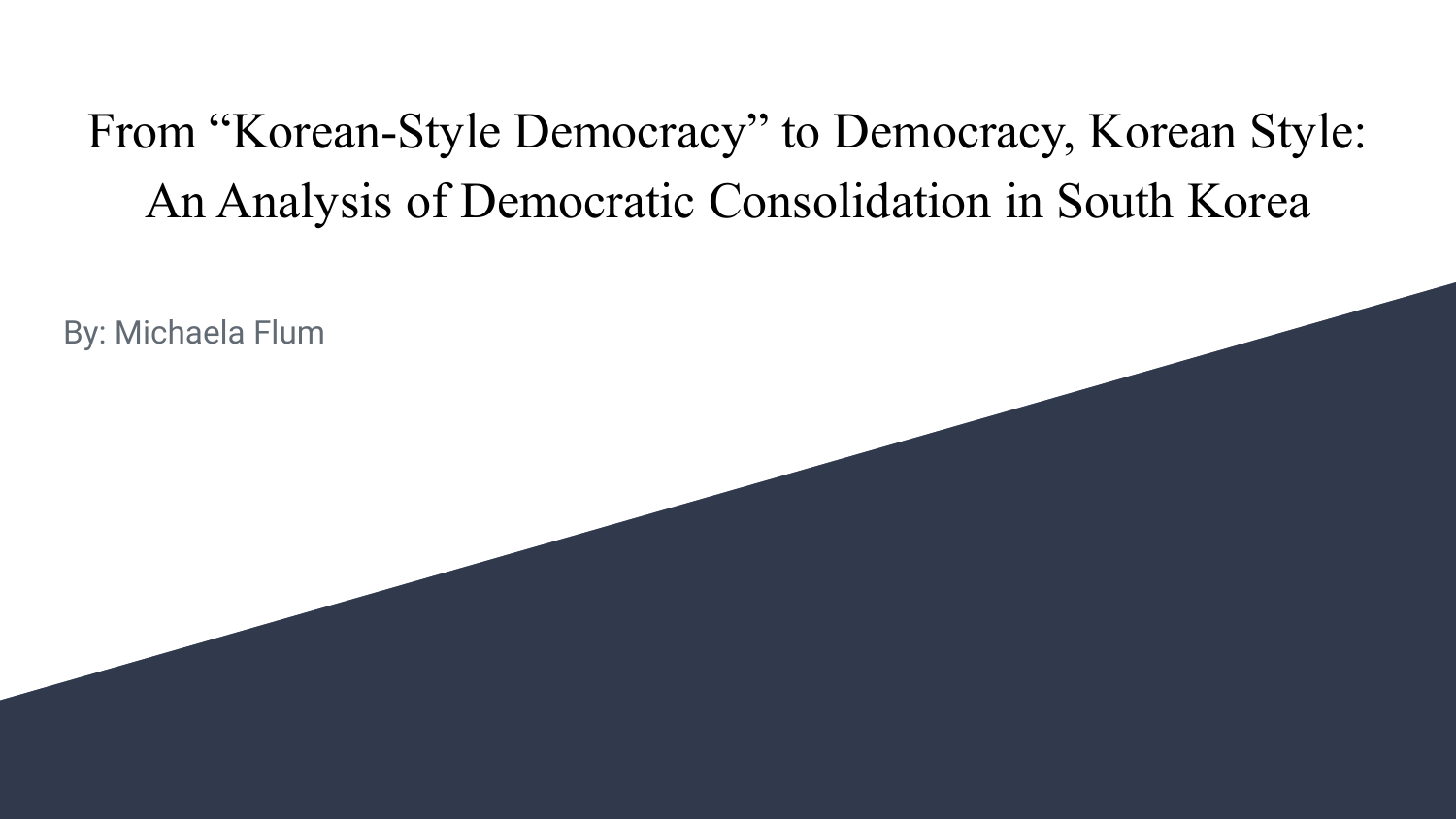# From "Korean-Style Democracy" to Democracy, Korean Style: An Analysis of Democratic Consolidation in South Korea

By: Michaela Flum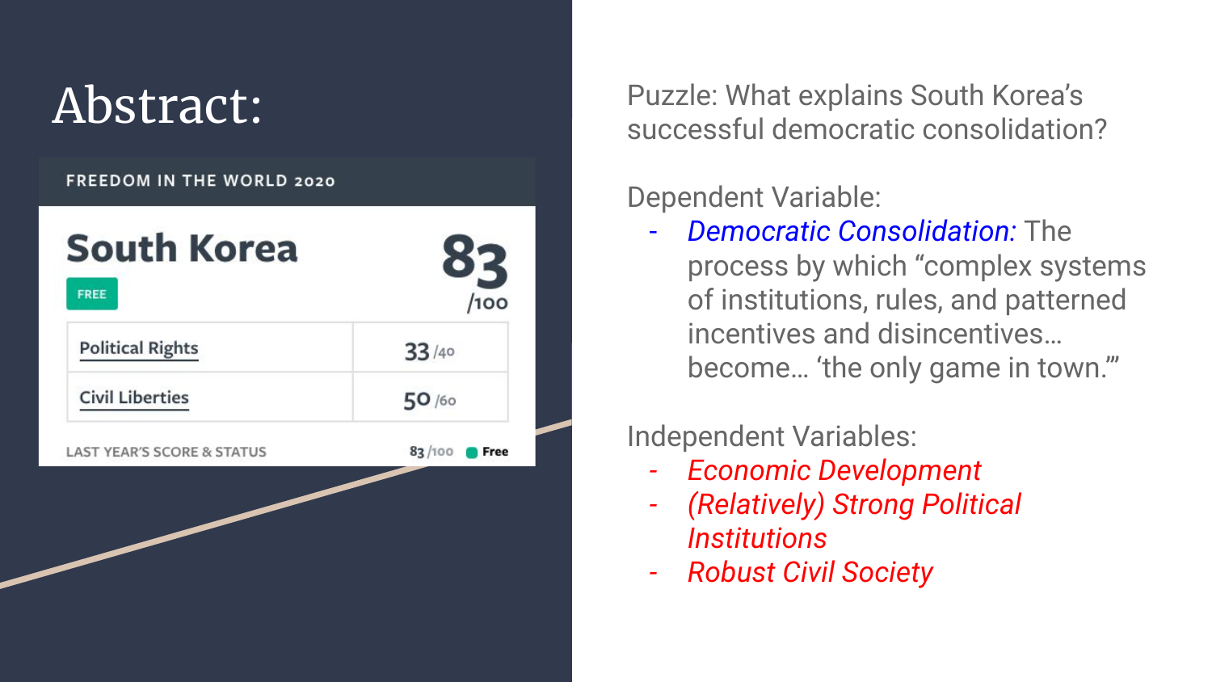# Abstract:

FREEDOM IN THE WORLD 2020

| South Korea (FREE) | 83 /100 |
| --- | --- |
| Political Rights | 33 /40 |
| Civil Liberties | 50 /60 |
| LAST YEAR'S SCORE & STATUS | 83 /100 Free |

Puzzle: What explains South Korea's successful democratic consolidation?

Dependent Variable:

- *Democratic Consolidation:* The process by which "complex systems of institutions, rules, and patterned incentives and disincentives… become… 'the only game in town.'"

Independent Variables:

- *Economic Development*
- *(Relatively) Strong Political Institutions*
- *Robust Civil Society*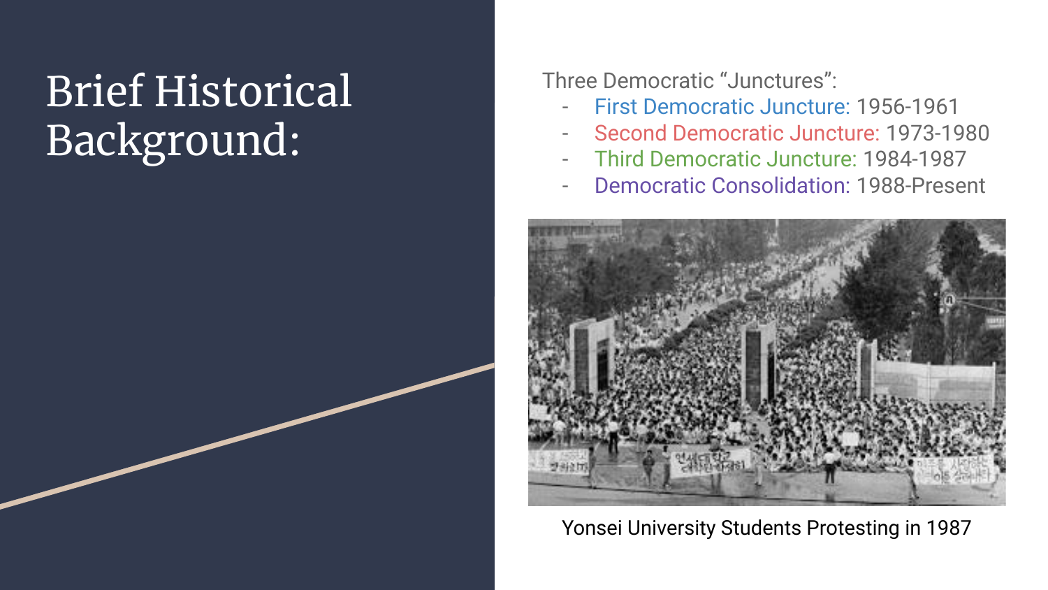# Brief Historical Background:

Three Democratic "Junctures":

- First Democratic Juncture: 1956-1961
- Second Democratic Juncture: 1973-1980
- Third Democratic Juncture: 1984-1987
- Democratic Consolidation: 1988-Present

Yonsei University Students Protesting in 1987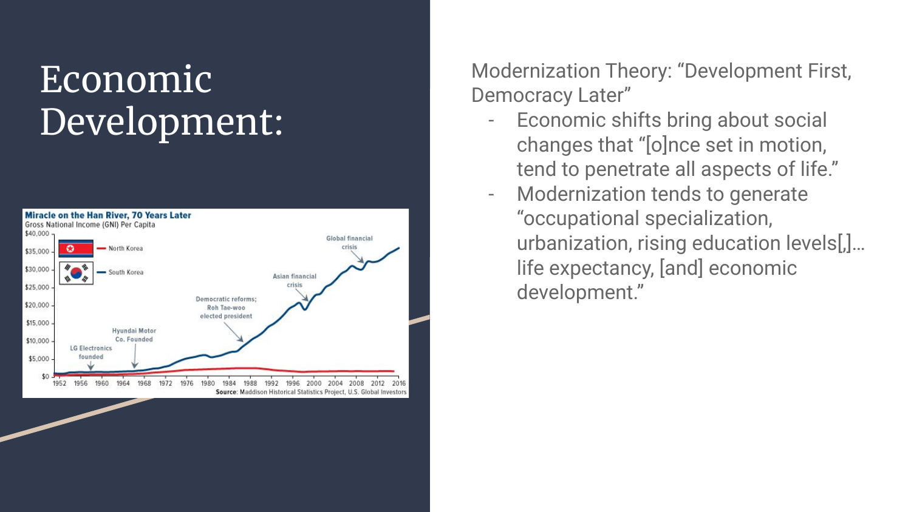# Economic Development:

Modernization Theory: “Development First, Democracy Later”

- Economic shifts bring about social changes that “[o]nce set in motion, tend to penetrate all aspects of life.”
- Modernization tends to generate “occupational specialization, urbanization, rising education levels[,]… life expectancy, [and] economic development.”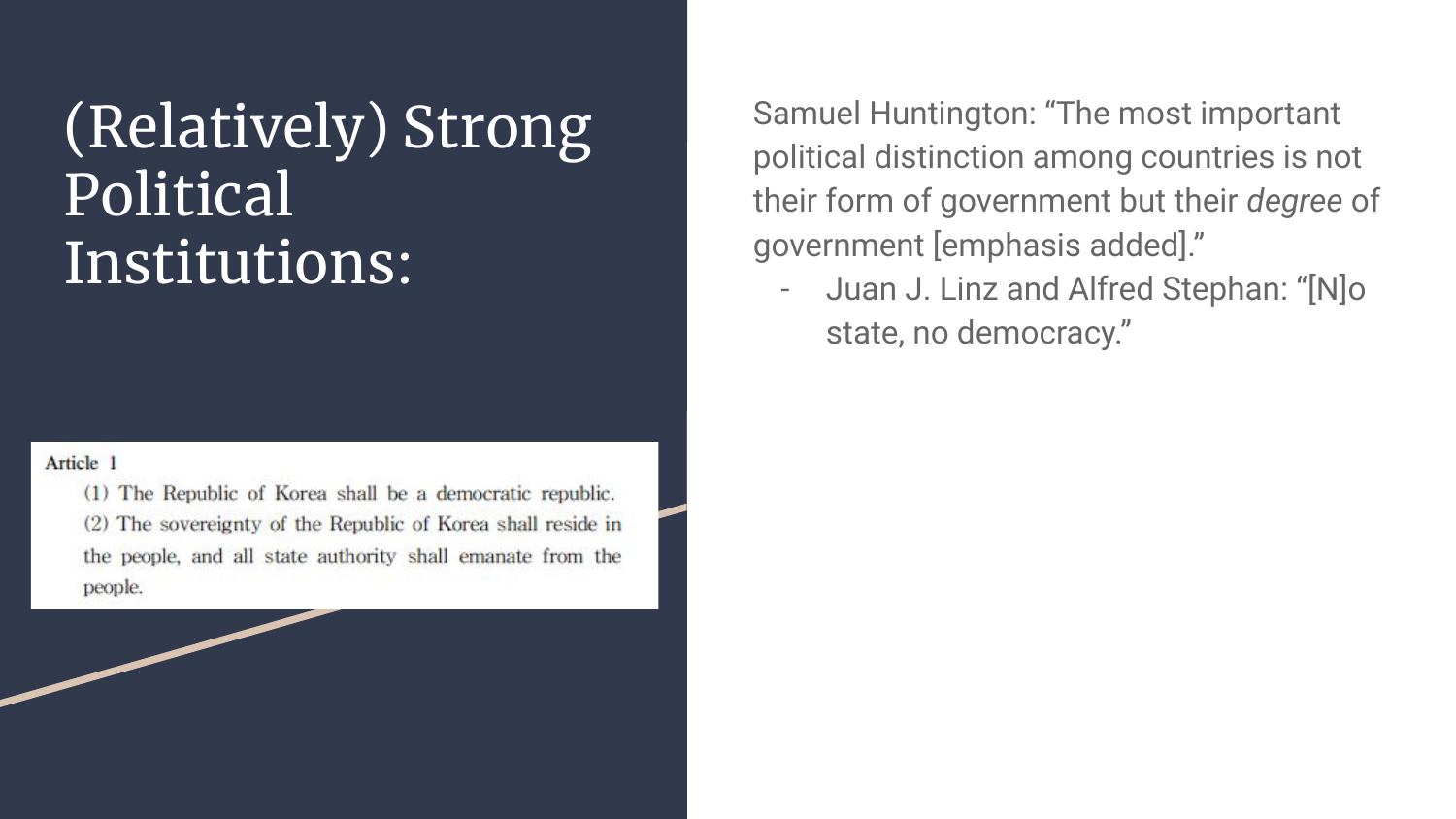# (Relatively) Strong Political Institutions:

Samuel Huntington: “The most important political distinction among countries is not their form of government but their *degree* of government [emphasis added].”

- Juan J. Linz and Alfred Stephan: “[N]o state, no democracy.”

Article 1

(1) The Republic of Korea shall be a democratic republic.

(2) The sovereignty of the Republic of Korea shall reside in the people, and all state authority shall emanate from the people.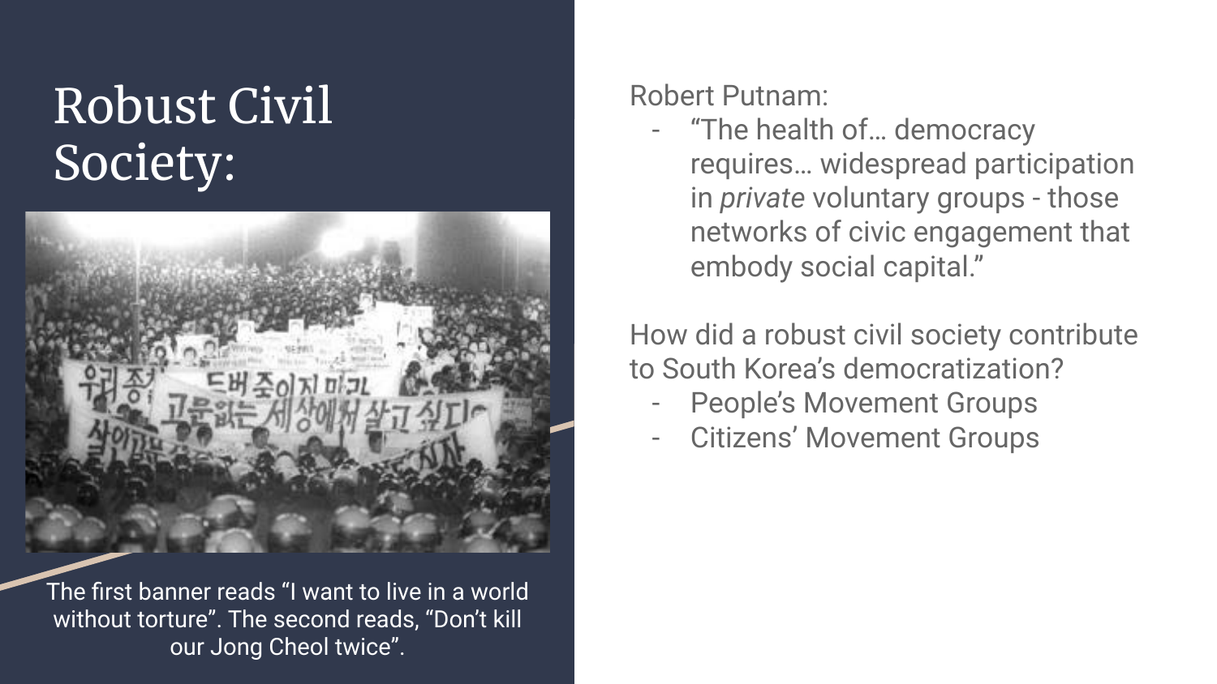# Robust Civil Society:

The first banner reads "I want to live in a world without torture". The second reads, "Don't kill our Jong Cheol twice".

Robert Putnam:

- "The health of… democracy requires… widespread participation in *private* voluntary groups - those networks of civic engagement that embody social capital."

How did a robust civil society contribute to South Korea's democratization?

- People's Movement Groups
- Citizens' Movement Groups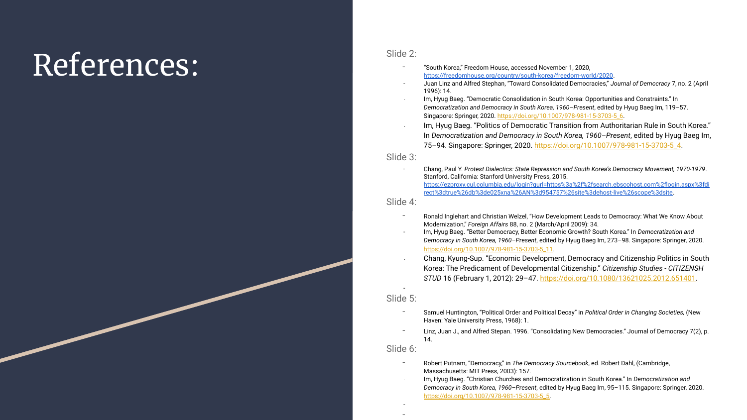# References:

Slide 2:

- "South Korea," Freedom House, accessed November 1, 2020, https://freedomhouse.org/country/south-korea/freedom-world/2020.
- Juan Linz and Alfred Stephan, "Toward Consolidated Democracies," *Journal of Democracy* 7, no. 2 (April 1996): 14.
- Im, Hyug Baeg. "Democratic Consolidation in South Korea: Opportunities and Constraints." In *Democratization and Democracy in South Korea, 1960–Present*, edited by Hyug Baeg Im, 119–57. Singapore: Springer, 2020. https://doi.org/10.1007/978-981-15-3703-5_6.
- Im, Hyug Baeg. "Politics of Democratic Transition from Authoritarian Rule in South Korea." In *Democratization and Democracy in South Korea, 1960–Present*, edited by Hyug Baeg Im, 75–94. Singapore: Springer, 2020. https://doi.org/10.1007/978-981-15-3703-5_4.

Slide 3:

- Chang, Paul Y. *Protest Dialectics: State Repression and South Korea's Democracy Movement, 1970-1979*. Stanford, California: Stanford University Press, 2015. https://ezproxy.cul.columbia.edu/login?qurl=https%3a%2f%2fsearch.ebscohost.com%2flogin.aspx%3fdirect%3dtrue%26db%3de025xna%26AN%3d954757%26site%3dehost-live%26scope%3dsite.

Slide 4:

- Ronald Inglehart and Christian Welzel, "How Development Leads to Democracy: What We Know About Modernization," *Foreign Affairs* 88, no. 2 (March/April 2009): 34.
- Im, Hyug Baeg. "Better Democracy, Better Economic Growth? South Korea." In *Democratization and Democracy in South Korea, 1960–Present*, edited by Hyug Baeg Im, 273–98. Singapore: Springer, 2020. https://doi.org/10.1007/978-981-15-3703-5_11.
- Chang, Kyung-Sup. "Economic Development, Democracy and Citizenship Politics in South Korea: The Predicament of Developmental Citizenship." *Citizenship Studies - CITIZENSH STUD* 16 (February 1, 2012): 29–47. https://doi.org/10.1080/13621025.2012.651401.
-

Slide 5:

- Samuel Huntington, "Political Order and Political Decay" in *Political Order in Changing Societies,* (New Haven: Yale University Press, 1968): 1.
- Linz, Juan J., and Alfred Stepan. 1996. "Consolidating New Democracies." Journal of Democracy 7(2), p. 14.

Slide 6:

- Robert Putnam, "Democracy," in *The Democracy Sourcebook*, ed. Robert Dahl, (Cambridge, Massachusetts: MIT Press, 2003): 157.
- Im, Hyug Baeg. "Christian Churches and Democratization in South Korea." In *Democratization and Democracy in South Korea, 1960–Present*, edited by Hyug Baeg Im, 95–115. Singapore: Springer, 2020. https://doi.org/10.1007/978-981-15-3703-5_5.
-
-